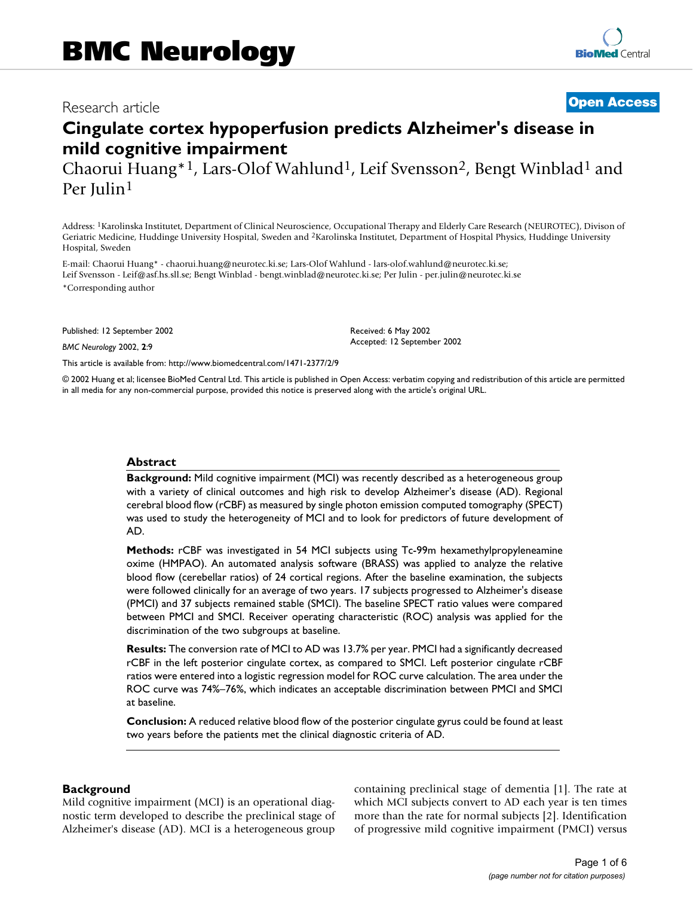# Cingulate cortex hypoperfusion predicts Alzheimer's disease in mild cognitive impairment

Research article

Open Access

Chaorui Huang*[1], Lars-Olof Wahlund[1], Leif Svensson[2], Bengt Winblad[1] and Per Julin[1]

Address: [1]Karolinska Institutet, Department of Clinical Neuroscience, Occupational Therapy and Elderly Care Research (NEUROTEC), Divison of Geriatric Medicine, Huddinge University Hospital, Sweden and [2]Karolinska Institutet, Department of Hospital Physics, Huddinge University Hospital, Sweden

E-mail: Chaorui Huang* - chaorui.huang@neurotec.ki.se; Lars-Olof Wahlund - lars-olof.wahlund@neurotec.ki.se; Leif Svensson - Leif@asf.hs.sll.se; Bengt Winblad - bengt.winblad@neurotec.ki.se; Per Julin - per.julin@neurotec.ki.se

*Corresponding author

Published: 12 September 2002

*BMC Neurology* 2002, **2**:9

Received: 6 May 2002

Accepted: 12 September 2002

This article is available from: http://www.biomedcentral.com/1471-2377/2/9

© 2002 Huang et al; licensee BioMed Central Ltd. This article is published in Open Access: verbatim copying and redistribution of this article are permitted in all media for any non-commercial purpose, provided this notice is preserved along with the article's original URL.

## Abstract

**Background:** Mild cognitive impairment (MCI) was recently described as a heterogeneous group with a variety of clinical outcomes and high risk to develop Alzheimer's disease (AD). Regional cerebral blood flow (rCBF) as measured by single photon emission computed tomography (SPECT) was used to study the heterogeneity of MCI and to look for predictors of future development of AD.

**Methods:** rCBF was investigated in 54 MCI subjects using Tc-99m hexamethylpropyleneamine oxime (HMPAO). An automated analysis software (BRASS) was applied to analyze the relative blood flow (cerebellar ratios) of 24 cortical regions. After the baseline examination, the subjects were followed clinically for an average of two years. 17 subjects progressed to Alzheimer's disease (PMCI) and 37 subjects remained stable (SMCI). The baseline SPECT ratio values were compared between PMCI and SMCI. Receiver operating characteristic (ROC) analysis was applied for the discrimination of the two subgroups at baseline.

**Results:** The conversion rate of MCI to AD was 13.7% per year. PMCI had a significantly decreased rCBF in the left posterior cingulate cortex, as compared to SMCI. Left posterior cingulate rCBF ratios were entered into a logistic regression model for ROC curve calculation. The area under the ROC curve was 74%–76%, which indicates an acceptable discrimination between PMCI and SMCI at baseline.

**Conclusion:** A reduced relative blood flow of the posterior cingulate gyrus could be found at least two years before the patients met the clinical diagnostic criteria of AD.

## Background

Mild cognitive impairment (MCI) is an operational diagnostic term developed to describe the preclinical stage of Alzheimer's disease (AD). MCI is a heterogeneous group containing preclinical stage of dementia [1]. The rate at which MCI subjects convert to AD each year is ten times more than the rate for normal subjects [2]. Identification of progressive mild cognitive impairment (PMCI) versus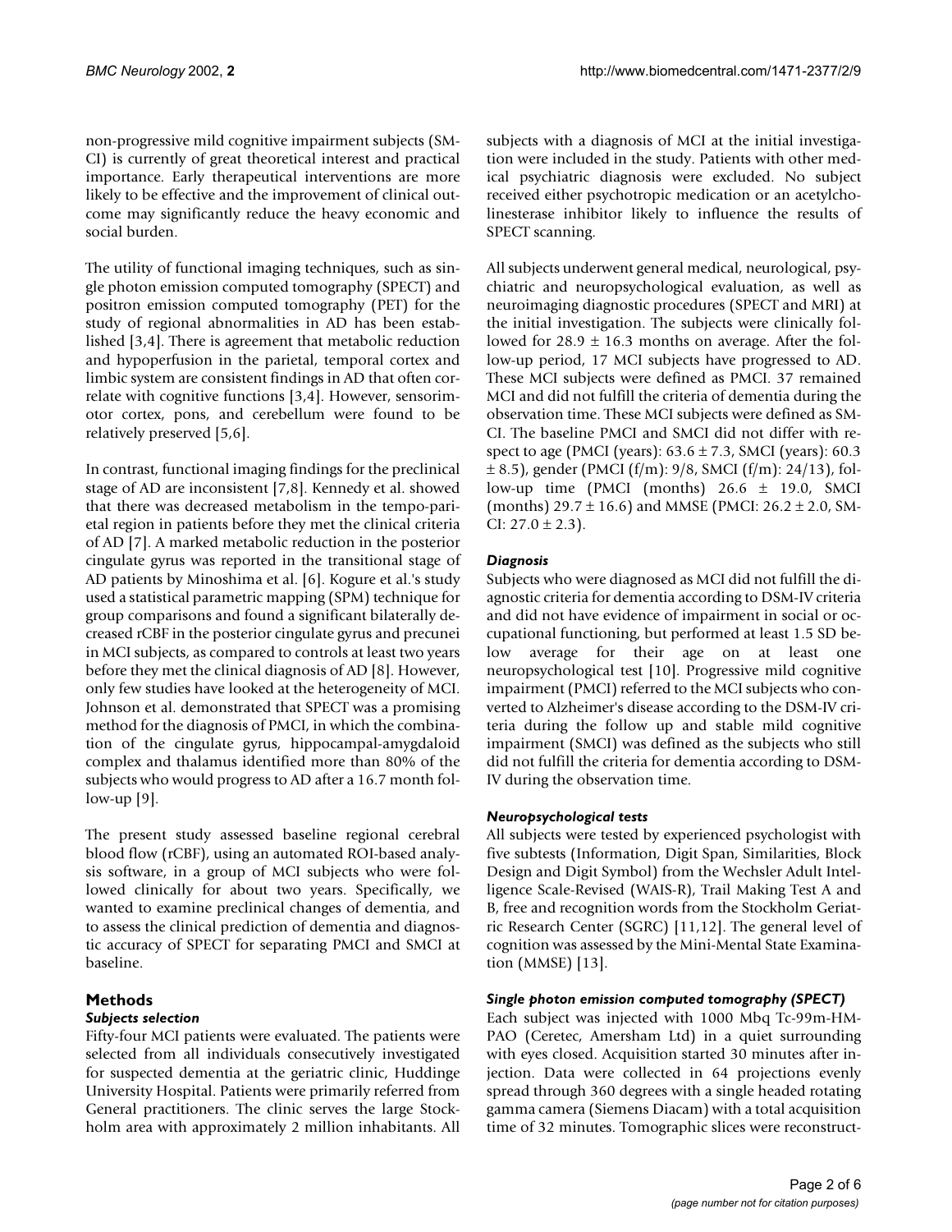non-progressive mild cognitive impairment subjects (SMCI) is currently of great theoretical interest and practical importance. Early therapeutical interventions are more likely to be effective and the improvement of clinical outcome may significantly reduce the heavy economic and social burden.

The utility of functional imaging techniques, such as single photon emission computed tomography (SPECT) and positron emission computed tomography (PET) for the study of regional abnormalities in AD has been established [3,4]. There is agreement that metabolic reduction and hypoperfusion in the parietal, temporal cortex and limbic system are consistent findings in AD that often correlate with cognitive functions [3,4]. However, sensorimotor cortex, pons, and cerebellum were found to be relatively preserved [5,6].

In contrast, functional imaging findings for the preclinical stage of AD are inconsistent [7,8]. Kennedy et al. showed that there was decreased metabolism in the tempo-parietal region in patients before they met the clinical criteria of AD [7]. A marked metabolic reduction in the posterior cingulate gyrus was reported in the transitional stage of AD patients by Minoshima et al. [6]. Kogure et al.'s study used a statistical parametric mapping (SPM) technique for group comparisons and found a significant bilaterally decreased rCBF in the posterior cingulate gyrus and precunei in MCI subjects, as compared to controls at least two years before they met the clinical diagnosis of AD [8]. However, only few studies have looked at the heterogeneity of MCI. Johnson et al. demonstrated that SPECT was a promising method for the diagnosis of PMCI, in which the combination of the cingulate gyrus, hippocampal-amygdaloid complex and thalamus identified more than 80% of the subjects who would progress to AD after a 16.7 month follow-up [9].

The present study assessed baseline regional cerebral blood flow (rCBF), using an automated ROI-based analysis software, in a group of MCI subjects who were followed clinically for about two years. Specifically, we wanted to examine preclinical changes of dementia, and to assess the clinical prediction of dementia and diagnostic accuracy of SPECT for separating PMCI and SMCI at baseline.

## Methods

### *Subjects selection*

Fifty-four MCI patients were evaluated. The patients were selected from all individuals consecutively investigated for suspected dementia at the geriatric clinic, Huddinge University Hospital. Patients were primarily referred from General practitioners. The clinic serves the large Stockholm area with approximately 2 million inhabitants. All subjects with a diagnosis of MCI at the initial investigation were included in the study. Patients with other medical psychiatric diagnosis were excluded. No subject received either psychotropic medication or an acetylcholinesterase inhibitor likely to influence the results of SPECT scanning.

All subjects underwent general medical, neurological, psychiatric and neuropsychological evaluation, as well as neuroimaging diagnostic procedures (SPECT and MRI) at the initial investigation. The subjects were clinically followed for 28.9 ± 16.3 months on average. After the follow-up period, 17 MCI subjects have progressed to AD. These MCI subjects were defined as PMCI. 37 remained MCI and did not fulfill the criteria of dementia during the observation time. These MCI subjects were defined as SMCI. The baseline PMCI and SMCI did not differ with respect to age (PMCI (years): 63.6 ± 7.3, SMCI (years): 60.3 ± 8.5), gender (PMCI (f/m): 9/8, SMCI (f/m): 24/13), follow-up time (PMCI (months) 26.6 ± 19.0, SMCI (months) 29.7 ± 16.6) and MMSE (PMCI: 26.2 ± 2.0, SMCI: 27.0 ± 2.3).

### *Diagnosis*

Subjects who were diagnosed as MCI did not fulfill the diagnostic criteria for dementia according to DSM-IV criteria and did not have evidence of impairment in social or occupational functioning, but performed at least 1.5 SD below average for their age on at least one neuropsychological test [10]. Progressive mild cognitive impairment (PMCI) referred to the MCI subjects who converted to Alzheimer's disease according to the DSM-IV criteria during the follow up and stable mild cognitive impairment (SMCI) was defined as the subjects who still did not fulfill the criteria for dementia according to DSM-IV during the observation time.

### *Neuropsychological tests*

All subjects were tested by experienced psychologist with five subtests (Information, Digit Span, Similarities, Block Design and Digit Symbol) from the Wechsler Adult Intelligence Scale-Revised (WAIS-R), Trail Making Test A and B, free and recognition words from the Stockholm Geriatric Research Center (SGRC) [11,12]. The general level of cognition was assessed by the Mini-Mental State Examination (MMSE) [13].

### *Single photon emission computed tomography (SPECT)*

Each subject was injected with 1000 Mbq Tc-99m-HM-PAO (Ceretec, Amersham Ltd) in a quiet surrounding with eyes closed. Acquisition started 30 minutes after injection. Data were collected in 64 projections evenly spread through 360 degrees with a single headed rotating gamma camera (Siemens Diacam) with a total acquisition time of 32 minutes. Tomographic slices were reconstruct-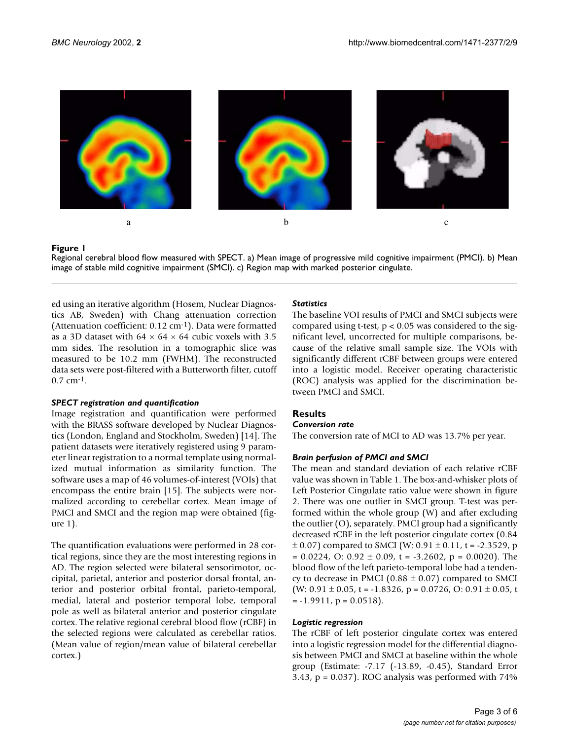**Figure 1**
Regional cerebral blood flow measured with SPECT. a) Mean image of progressive mild cognitive impairment (PMCI). b) Mean image of stable mild cognitive impairment (SMCI). c) Region map with marked posterior cingulate.

ed using an iterative algorithm (Hosem, Nuclear Diagnostics AB, Sweden) with Chang attenuation correction (Attenuation coefficient: 0.12 $cm^{-1}$). Data were formatted as a 3D dataset with $64 \times 64 \times 64$ cubic voxels with 3.5 mm sides. The resolution in a tomographic slice was measured to be 10.2 mm (FWHM). The reconstructed data sets were post-filtered with a Butterworth filter, cutoff 0.7 $cm^{-1}$.

### *SPECT registration and quantification*

Image registration and quantification were performed with the BRASS software developed by Nuclear Diagnostics (London, England and Stockholm, Sweden) [14]. The patient datasets were iteratively registered using 9 parameter linear registration to a normal template using normalized mutual information as similarity function. The software uses a map of 46 volumes-of-interest (VOIs) that encompass the entire brain [15]. The subjects were normalized according to cerebellar cortex. Mean image of PMCI and SMCI and the region map were obtained (figure 1).

The quantification evaluations were performed in 28 cortical regions, since they are the most interesting regions in AD. The region selected were bilateral sensorimotor, occipital, parietal, anterior and posterior dorsal frontal, anterior and posterior orbital frontal, parieto-temporal, medial, lateral and posterior temporal lobe, temporal pole as well as bilateral anterior and posterior cingulate cortex. The relative regional cerebral blood flow (rCBF) in the selected regions were calculated as cerebellar ratios. (Mean value of region/mean value of bilateral cerebellar cortex.)

### *Statistics*

The baseline VOI results of PMCI and SMCI subjects were compared using t-test, $p < 0.05$ was considered to the significant level, uncorrected for multiple comparisons, because of the relative small sample size. The VOIs with significantly different rCBF between groups were entered into a logistic model. Receiver operating characteristic (ROC) analysis was applied for the discrimination between PMCI and SMCI.

## Results

### *Conversion rate*

The conversion rate of MCI to AD was 13.7% per year.

### *Brain perfusion of PMCI and SMCI*

The mean and standard deviation of each relative rCBF value was shown in Table 1. The box-and-whisker plots of Left Posterior Cingulate ratio value were shown in figure 2. There was one outlier in SMCI group. T-test was performed within the whole group (W) and after excluding the outlier (O), separately. PMCI group had a significantly decreased rCBF in the left posterior cingulate cortex ($0.84 \pm 0.07$) compared to SMCI (W: $0.91 \pm 0.11$, $t = -2.3529$, $p = 0.0224$, O: $0.92 \pm 0.09$, $t = -3.2602$, $p = 0.0020$). The blood flow of the left parieto-temporal lobe had a tendency to decrease in PMCI ($0.88 \pm 0.07$) compared to SMCI (W: $0.91 \pm 0.05$, $t = -1.8326$, $p = 0.0726$, O: $0.91 \pm 0.05$, $t = -1.9911$, $p = 0.0518$).

### *Logistic regression*

The rCBF of left posterior cingulate cortex was entered into a logistic regression model for the differential diagnosis between PMCI and SMCI at baseline within the whole group (Estimate: -7.17 (-13.89, -0.45), Standard Error 3.43, $p = 0.037$). ROC analysis was performed with 74%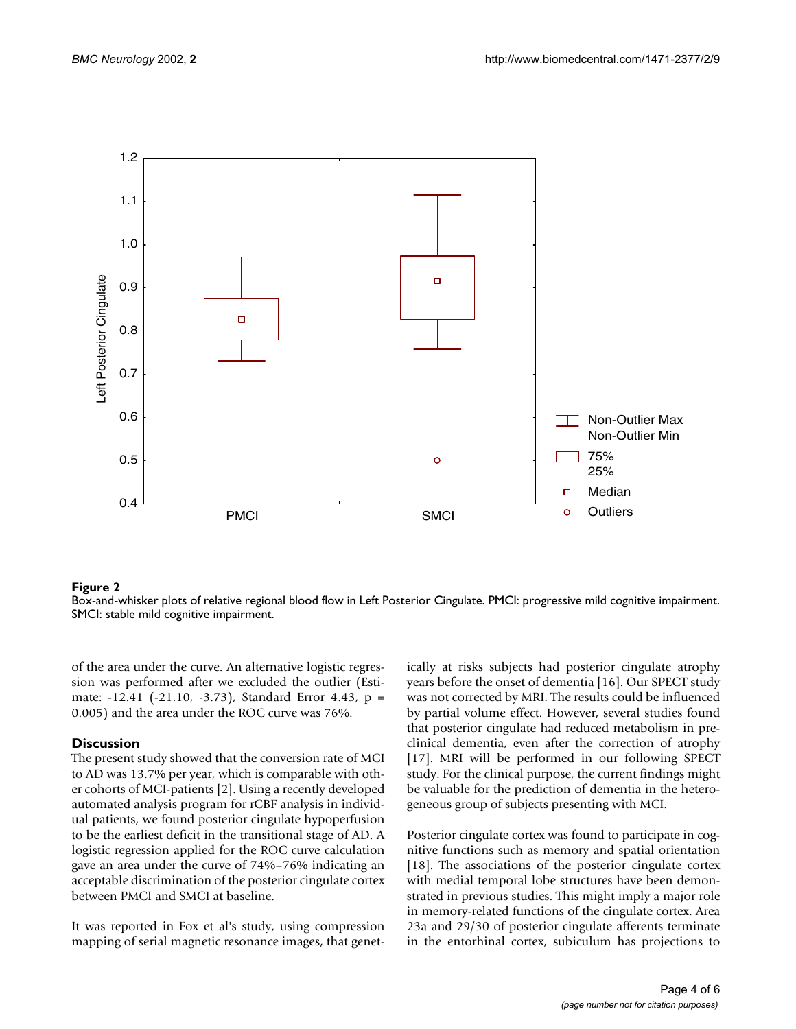**Figure 2**
Box-and-whisker plots of relative regional blood flow in Left Posterior Cingulate. PMCI: progressive mild cognitive impairment. SMCI: stable mild cognitive impairment.

of the area under the curve. An alternative logistic regression was performed after we excluded the outlier (Estimate: -12.41 (-21.10, -3.73), Standard Error 4.43, p = 0.005) and the area under the ROC curve was 76%.

## Discussion

The present study showed that the conversion rate of MCI to AD was 13.7% per year, which is comparable with other cohorts of MCI-patients [2]. Using a recently developed automated analysis program for rCBF analysis in individual patients, we found posterior cingulate hypoperfusion to be the earliest deficit in the transitional stage of AD. A logistic regression applied for the ROC curve calculation gave an area under the curve of 74%–76% indicating an acceptable discrimination of the posterior cingulate cortex between PMCI and SMCI at baseline.

It was reported in Fox et al's study, using compression mapping of serial magnetic resonance images, that genetically at risks subjects had posterior cingulate atrophy years before the onset of dementia [16]. Our SPECT study was not corrected by MRI. The results could be influenced by partial volume effect. However, several studies found that posterior cingulate had reduced metabolism in preclinical dementia, even after the correction of atrophy [17]. MRI will be performed in our following SPECT study. For the clinical purpose, the current findings might be valuable for the prediction of dementia in the heterogeneous group of subjects presenting with MCI.

Posterior cingulate cortex was found to participate in cognitive functions such as memory and spatial orientation [18]. The associations of the posterior cingulate cortex with medial temporal lobe structures have been demonstrated in previous studies. This might imply a major role in memory-related functions of the cingulate cortex. Area 23a and 29/30 of posterior cingulate afferents terminate in the entorhinal cortex, subiculum has projections to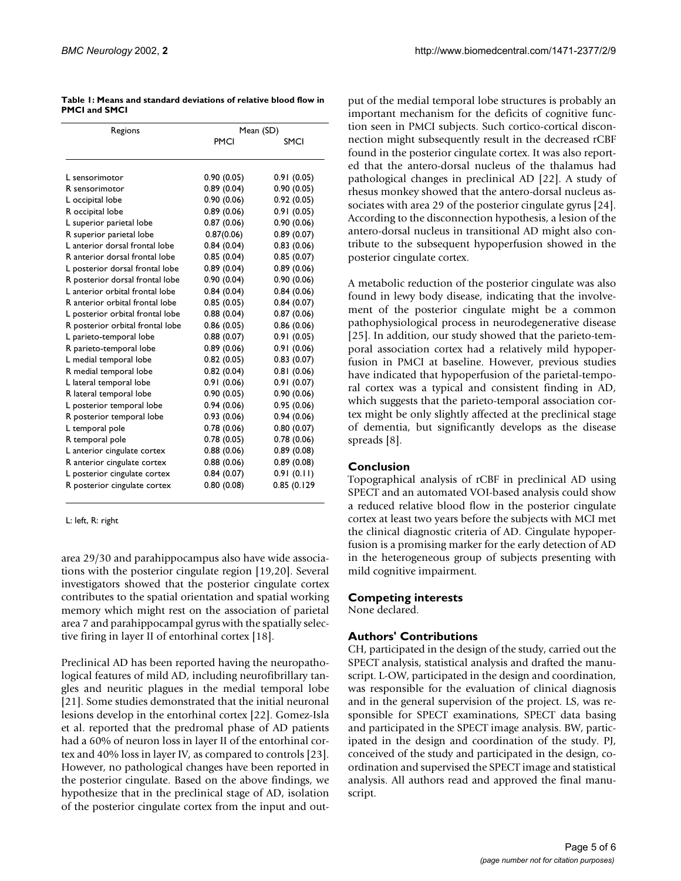**Table 1: Means and standard deviations of relative blood flow in PMCI and SMCI**

| Regions | Mean (SD) | |
|---|---|---|
| | PMCI | SMCI |
| L sensorimotor | 0.90 (0.05) | 0.91 (0.05) |
| R sensorimotor | 0.89 (0.04) | 0.90 (0.05) |
| L occipital lobe | 0.90 (0.06) | 0.92 (0.05) |
| R occipital lobe | 0.89 (0.06) | 0.91 (0.05) |
| L superior parietal lobe | 0.87 (0.06) | 0.90 (0.06) |
| R superior parietal lobe | 0.87(0.06) | 0.89 (0.07) |
| L anterior dorsal frontal lobe | 0.84 (0.04) | 0.83 (0.06) |
| R anterior dorsal frontal lobe | 0.85 (0.04) | 0.85 (0.07) |
| L posterior dorsal frontal lobe | 0.89 (0.04) | 0.89 (0.06) |
| R posterior dorsal frontal lobe | 0.90 (0.04) | 0.90 (0.06) |
| L anterior orbital frontal lobe | 0.84 (0.04) | 0.84 (0.06) |
| R anterior orbital frontal lobe | 0.85 (0.05) | 0.84 (0.07) |
| L posterior orbital frontal lobe | 0.88 (0.04) | 0.87 (0.06) |
| R posterior orbital frontal lobe | 0.86 (0.05) | 0.86 (0.06) |
| L parieto-temporal lobe | 0.88 (0.07) | 0.91 (0.05) |
| R parieto-temporal lobe | 0.89 (0.06) | 0.91 (0.06) |
| L medial temporal lobe | 0.82 (0.05) | 0.83 (0.07) |
| R medial temporal lobe | 0.82 (0.04) | 0.81 (0.06) |
| L lateral temporal lobe | 0.91 (0.06) | 0.91 (0.07) |
| R lateral temporal lobe | 0.90 (0.05) | 0.90 (0.06) |
| L posterior temporal lobe | 0.94 (0.06) | 0.95 (0.06) |
| R posterior temporal lobe | 0.93 (0.06) | 0.94 (0.06) |
| L temporal pole | 0.78 (0.06) | 0.80 (0.07) |
| R temporal pole | 0.78 (0.05) | 0.78 (0.06) |
| L anterior cingulate cortex | 0.88 (0.06) | 0.89 (0.08) |
| R anterior cingulate cortex | 0.88 (0.06) | 0.89 (0.08) |
| L posterior cingulate cortex | 0.84 (0.07) | 0.91 (0.11) |
| R posterior cingulate cortex | 0.80 (0.08) | 0.85 (0.129 |

L: left, R: right

area 29/30 and parahippocampus also have wide associations with the posterior cingulate region [19,20]. Several investigators showed that the posterior cingulate cortex contributes to the spatial orientation and spatial working memory which might rest on the association of parietal area 7 and parahippocampal gyrus with the spatially selective firing in layer II of entorhinal cortex [18].

Preclinical AD has been reported having the neuropathological features of mild AD, including neurofibrillary tangles and neuritic plagues in the medial temporal lobe [21]. Some studies demonstrated that the initial neuronal lesions develop in the entorhinal cortex [22]. Gomez-Isla et al. reported that the predromal phase of AD patients had a 60% of neuron loss in layer II of the entorhinal cortex and 40% loss in layer IV, as compared to controls [23]. However, no pathological changes have been reported in the posterior cingulate. Based on the above findings, we hypothesize that in the preclinical stage of AD, isolation of the posterior cingulate cortex from the input and output of the medial temporal lobe structures is probably an important mechanism for the deficits of cognitive function seen in PMCI subjects. Such cortico-cortical disconnection might subsequently result in the decreased rCBF found in the posterior cingulate cortex. It was also reported that the antero-dorsal nucleus of the thalamus had pathological changes in preclinical AD [22]. A study of rhesus monkey showed that the antero-dorsal nucleus associates with area 29 of the posterior cingulate gyrus [24]. According to the disconnection hypothesis, a lesion of the antero-dorsal nucleus in transitional AD might also contribute to the subsequent hypoperfusion showed in the posterior cingulate cortex.

A metabolic reduction of the posterior cingulate was also found in lewy body disease, indicating that the involvement of the posterior cingulate might be a common pathophysiological process in neurodegenerative disease [25]. In addition, our study showed that the parieto-temporal association cortex had a relatively mild hypoperfusion in PMCI at baseline. However, previous studies have indicated that hypoperfusion of the parietal-temporal cortex was a typical and consistent finding in AD, which suggests that the parieto-temporal association cortex might be only slightly affected at the preclinical stage of dementia, but significantly develops as the disease spreads [8].

## Conclusion

Topographical analysis of rCBF in preclinical AD using SPECT and an automated VOI-based analysis could show a reduced relative blood flow in the posterior cingulate cortex at least two years before the subjects with MCI met the clinical diagnostic criteria of AD. Cingulate hypoperfusion is a promising marker for the early detection of AD in the heterogeneous group of subjects presenting with mild cognitive impairment.

## Competing interests

None declared.

## Authors' Contributions

CH, participated in the design of the study, carried out the SPECT analysis, statistical analysis and drafted the manuscript. L-OW, participated in the design and coordination, was responsible for the evaluation of clinical diagnosis and in the general supervision of the project. LS, was responsible for SPECT examinations, SPECT data basing and participated in the SPECT image analysis. BW, participated in the design and coordination of the study. PJ, conceived of the study and participated in the design, coordination and supervised the SPECT image and statistical analysis. All authors read and approved the final manuscript.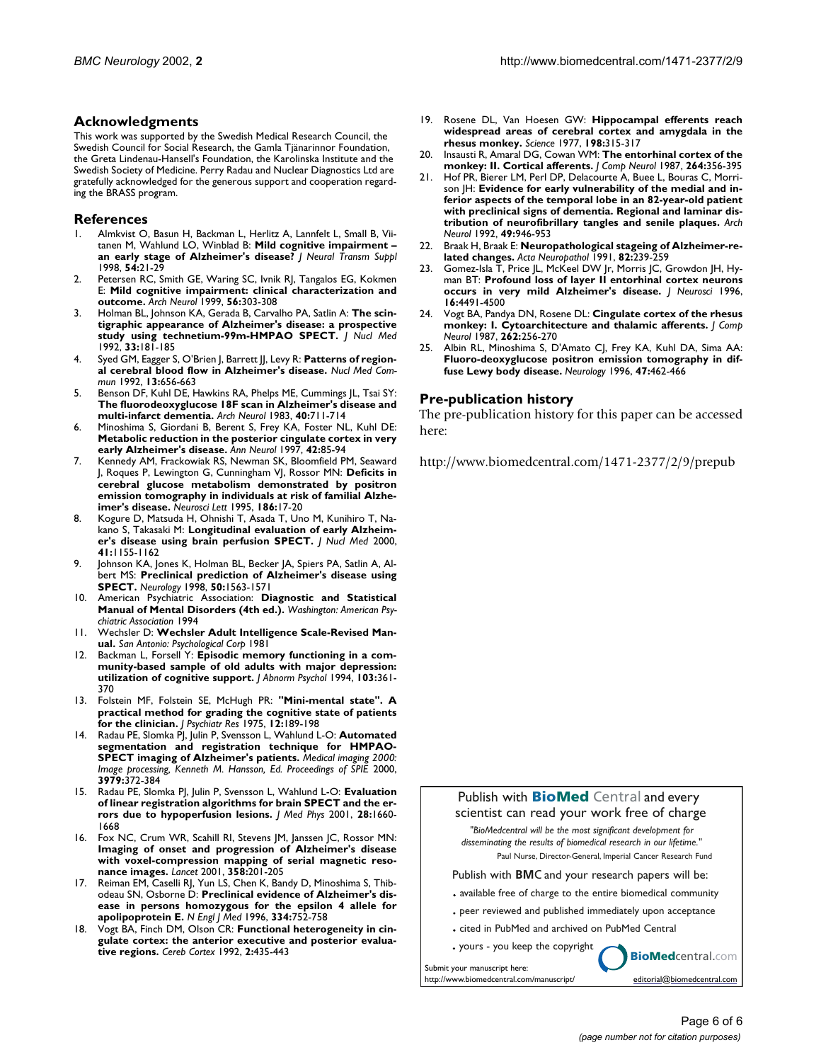## Acknowledgments

This work was supported by the Swedish Medical Research Council, the Swedish Council for Social Research, the Gamla Tjänarinnor Foundation, the Greta Lindenau-Hansell's Foundation, the Karolinska Institute and the Swedish Society of Medicine. Perry Radau and Nuclear Diagnostics Ltd are gratefully acknowledged for the generous support and cooperation regarding the BRASS program.

## References

1. Almkvist O, Basun H, Backman L, Herlitz A, Lannfelt L, Small B, Viitanen M, Wahlund LO, Winblad B: **Mild cognitive impairment – an early stage of Alzheimer's disease?** *J Neural Transm Suppl* 1998, **54:**21-29
2. Petersen RC, Smith GE, Waring SC, Ivnik RJ, Tangalos EG, Kokmen E: **Mild cognitive impairment: clinical characterization and outcome.** *Arch Neurol* 1999, **56:**303-308
3. Holman BL, Johnson KA, Gerada B, Carvalho PA, Satlin A: **The scintigraphic appearance of Alzheimer's disease: a prospective study using technetium-99m-HMPAO SPECT.** *J Nucl Med* 1992, **33:**181-185
4. Syed GM, Eagger S, O'Brien J, Barrett JJ, Levy R: **Patterns of regional cerebral blood flow in Alzheimer's disease.** *Nucl Med Commun* 1992, **13:**656-663
5. Benson DF, Kuhl DE, Hawkins RA, Phelps ME, Cummings JL, Tsai SY: **The fluorodeoxyglucose 18F scan in Alzheimer's disease and multi-infarct dementia.** *Arch Neurol* 1983, **40:**711-714
6. Minoshima S, Giordani B, Berent S, Frey KA, Foster NL, Kuhl DE: **Metabolic reduction in the posterior cingulate cortex in very early Alzheimer's disease.** *Ann Neurol* 1997, **42:**85-94
7. Kennedy AM, Frackowiak RS, Newman SK, Bloomfield PM, Seaward J, Roques P, Lewington G, Cunningham VJ, Rossor MN: **Deficits in cerebral glucose metabolism demonstrated by positron emission tomography in individuals at risk of familial Alzheimer's disease.** *Neurosci Lett* 1995, **186:**17-20
8. Kogure D, Matsuda H, Ohnishi T, Asada T, Uno M, Kunihiro T, Nakano S, Takasaki M: **Longitudinal evaluation of early Alzheimer's disease using brain perfusion SPECT.** *J Nucl Med* 2000, **41:**1155-1162
9. Johnson KA, Jones K, Holman BL, Becker JA, Spiers PA, Satlin A, Albert MS: **Preclinical prediction of Alzheimer's disease using SPECT.** *Neurology* 1998, **50:**1563-1571
10. American Psychiatric Association: **Diagnostic and Statistical Manual of Mental Disorders (4th ed.).** *Washington: American Psychiatric Association* 1994
11. Wechsler D: **Wechsler Adult Intelligence Scale-Revised Manual.** *San Antonio: Psychological Corp* 1981
12. Backman L, Forsell Y: **Episodic memory functioning in a community-based sample of old adults with major depression: utilization of cognitive support.** *J Abnorm Psychol* 1994, **103:**361-370
13. Folstein MF, Folstein SE, McHugh PR: **"Mini-mental state". A practical method for grading the cognitive state of patients for the clinician.** *J Psychiatr Res* 1975, **12:**189-198
14. Radau PE, Slomka PJ, Julin P, Svensson L, Wahlund L-O: **Automated segmentation and registration technique for HMPAO-SPECT imaging of Alzheimer's patients.** *Medical imaging 2000: Image processing, Kenneth M. Hansson, Ed. Proceedings of SPIE* 2000, **3979:**372-384
15. Radau PE, Slomka PJ, Julin P, Svensson L, Wahlund L-O: **Evaluation of linear registration algorithms for brain SPECT and the errors due to hypoperfusion lesions.** *J Med Phys* 2001, **28:**1660-1668
16. Fox NC, Crum WR, Scahill RI, Stevens JM, Janssen JC, Rossor MN: **Imaging of onset and progression of Alzheimer's disease with voxel-compression mapping of serial magnetic resonance images.** *Lancet* 2001, **358:**201-205
17. Reiman EM, Caselli RJ, Yun LS, Chen K, Bandy D, Minoshima S, Thibodeau SN, Osborne D: **Preclinical evidence of Alzheimer's disease in persons homozygous for the epsilon 4 allele for apolipoprotein E.** *N Engl J Med* 1996, **334:**752-758
18. Vogt BA, Finch DM, Olson CR: **Functional heterogeneity in cingulate cortex: the anterior executive and posterior evaluative regions.** *Cereb Cortex* 1992, **2:**435-443
19. Rosene DL, Van Hoesen GW: **Hippocampal efferents reach widespread areas of cerebral cortex and amygdala in the rhesus monkey.** *Science* 1977, **198:**315-317
20. Insausti R, Amaral DG, Cowan WM: **The entorhinal cortex of the monkey: II. Cortical afferents.** *J Comp Neurol* 1987, **264:**356-395
21. Hof PR, Bierer LM, Perl DP, Delacourte A, Buee L, Bouras C, Morrison JH: **Evidence for early vulnerability of the medial and inferior aspects of the temporal lobe in an 82-year-old patient with preclinical signs of dementia. Regional and laminar distribution of neurofibrillary tangles and senile plaques.** *Arch Neurol* 1992, **49:**946-953
22. Braak H, Braak E: **Neuropathological stageing of Alzheimer-related changes.** *Acta Neuropathol* 1991, **82:**239-259
23. Gomez-Isla T, Price JL, McKeel DW Jr, Morris JC, Growdon JH, Hyman BT: **Profound loss of layer II entorhinal cortex neurons occurs in very mild Alzheimer's disease.** *J Neurosci* 1996, **16:**4491-4500
24. Vogt BA, Pandya DN, Rosene DL: **Cingulate cortex of the rhesus monkey: I. Cytoarchitecture and thalamic afferents.** *J Comp Neurol* 1987, **262:**256-270
25. Albin RL, Minoshima S, D'Amato CJ, Frey KA, Kuhl DA, Sima AA: **Fluoro-deoxyglucose positron emission tomography in diffuse Lewy body disease.** *Neurology* 1996, **47:**462-466

## Pre-publication history

The pre-publication history for this paper can be accessed here:

http://www.biomedcentral.com/1471-2377/2/9/prepub

Publish with **BioMed** Central and every scientist can read your work free of charge

*"BioMedcentral will be the most significant development for disseminating the results of biomedical research in our lifetime."*
Paul Nurse, Director-General, Imperial Cancer Research Fund

Publish with **BMC** and your research papers will be:

- available free of charge to the entire biomedical community
- peer reviewed and published immediately upon acceptance
- cited in PubMed and archived on PubMed Central
- yours - you keep the copyright

**BioMed**central.com

Submit your manuscript here:
http://www.biomedcentral.com/manuscript/

editorial@biomedcentral.com